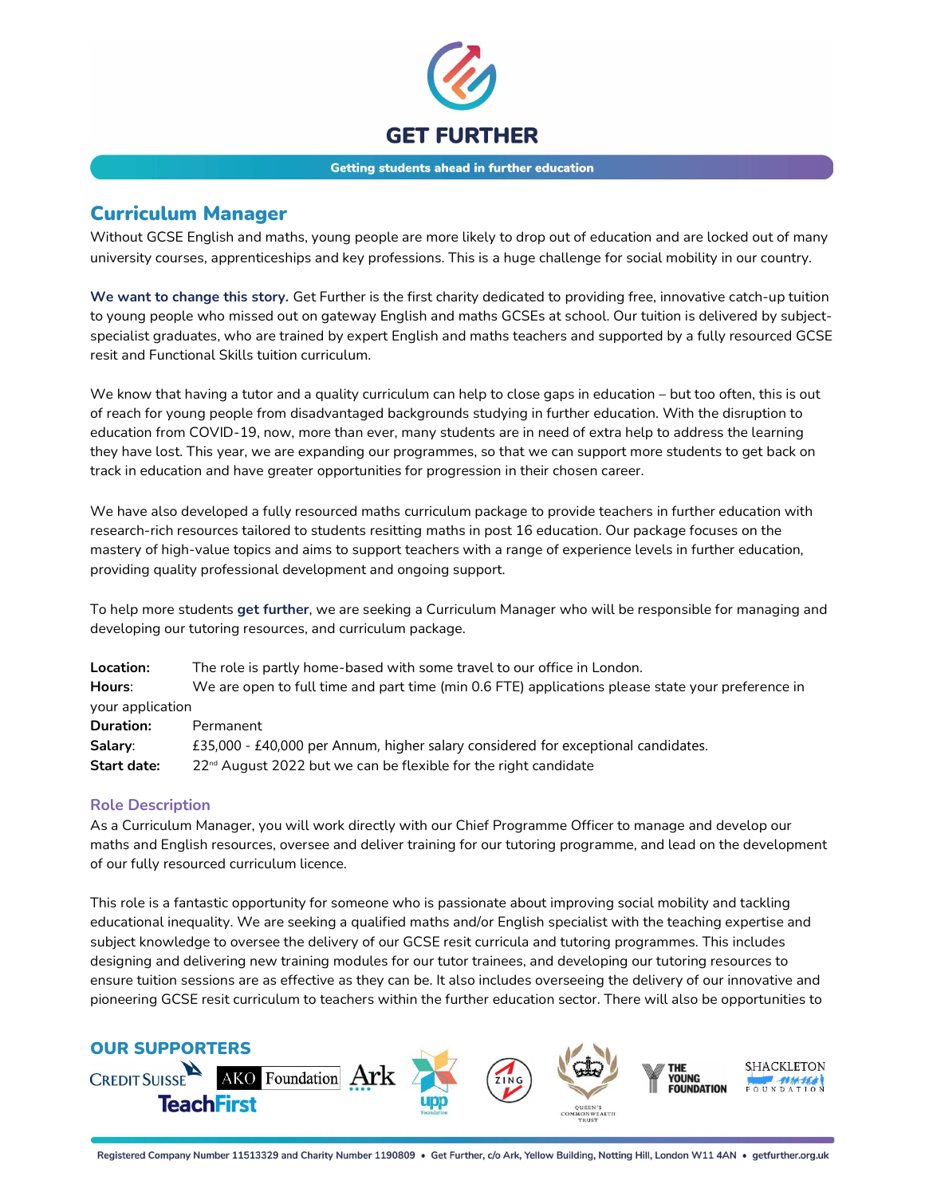# GET FURTHER

Getting students ahead in further education

## Curriculum Manager

Without GCSE English and maths, young people are more likely to drop out of education and are locked out of many university courses, apprenticeships and key professions. This is a huge challenge for social mobility in our country.

**We want to change this story.** Get Further is the first charity dedicated to providing free, innovative catch-up tuition to young people who missed out on gateway English and maths GCSEs at school. Our tuition is delivered by subject-specialist graduates, who are trained by expert English and maths teachers and supported by a fully resourced GCSE resit and Functional Skills tuition curriculum.

We know that having a tutor and a quality curriculum can help to close gaps in education – but too often, this is out of reach for young people from disadvantaged backgrounds studying in further education. With the disruption to education from COVID-19, now, more than ever, many students are in need of extra help to address the learning they have lost. This year, we are expanding our programmes, so that we can support more students to get back on track in education and have greater opportunities for progression in their chosen career.

We have also developed a fully resourced maths curriculum package to provide teachers in further education with research-rich resources tailored to students resitting maths in post 16 education. Our package focuses on the mastery of high-value topics and aims to support teachers with a range of experience levels in further education, providing quality professional development and ongoing support.

To help more students **get further**, we are seeking a Curriculum Manager who will be responsible for managing and developing our tutoring resources, and curriculum package.

**Location:** The role is partly home-based with some travel to our office in London.
**Hours**: We are open to full time and part time (min 0.6 FTE) applications please state your preference in your application
**Duration:** Permanent
**Salary**: £35,000 - £40,000 per Annum, higher salary considered for exceptional candidates.
**Start date:** 22nd August 2022 but we can be flexible for the right candidate

### Role Description

As a Curriculum Manager, you will work directly with our Chief Programme Officer to manage and develop our maths and English resources, oversee and deliver training for our tutoring programme, and lead on the development of our fully resourced curriculum licence.

This role is a fantastic opportunity for someone who is passionate about improving social mobility and tackling educational inequality. We are seeking a qualified maths and/or English specialist with the teaching expertise and subject knowledge to oversee the delivery of our GCSE resit curricula and tutoring programmes. This includes designing and delivering new training modules for our tutor trainees, and developing our tutoring resources to ensure tuition sessions are as effective as they can be. It also includes overseeing the delivery of our innovative and pioneering GCSE resit curriculum to teachers within the further education sector. There will also be opportunities to

**OUR SUPPORTERS**

Credit Suisse · AKO Foundation · Ark · TeachFirst · upp Foundation · ZING · Queen's Commonwealth Trust · The Young Foundation · Shackleton Foundation

Registered Company Number 11513329 and Charity Number 1190809 • Get Further, c/o Ark, Yellow Building, Notting Hill, London W11 4AN • getfurther.org.uk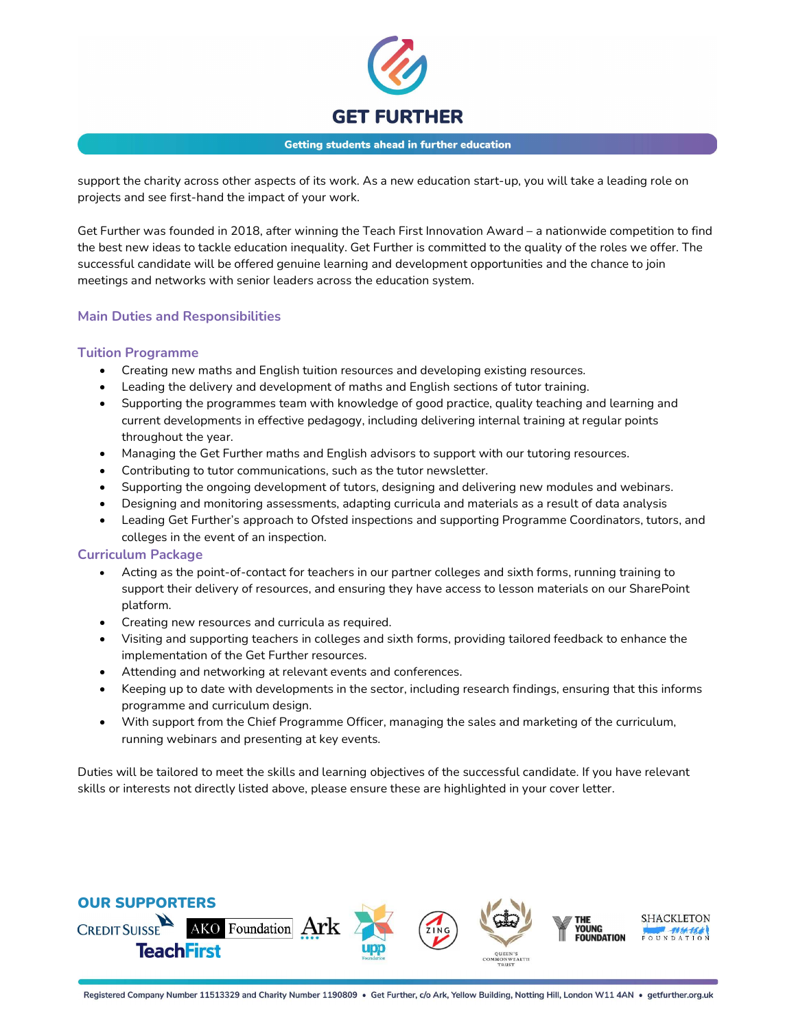support the charity across other aspects of its work. As a new education start-up, you will take a leading role on projects and see first-hand the impact of your work.

Get Further was founded in 2018, after winning the Teach First Innovation Award – a nationwide competition to find the best new ideas to tackle education inequality. Get Further is committed to the quality of the roles we offer. The successful candidate will be offered genuine learning and development opportunities and the chance to join meetings and networks with senior leaders across the education system.

## Main Duties and Responsibilities

### Tuition Programme

- Creating new maths and English tuition resources and developing existing resources.
- Leading the delivery and development of maths and English sections of tutor training.
- Supporting the programmes team with knowledge of good practice, quality teaching and learning and current developments in effective pedagogy, including delivering internal training at regular points throughout the year.
- Managing the Get Further maths and English advisors to support with our tutoring resources.
- Contributing to tutor communications, such as the tutor newsletter.
- Supporting the ongoing development of tutors, designing and delivering new modules and webinars.
- Designing and monitoring assessments, adapting curricula and materials as a result of data analysis
- Leading Get Further's approach to Ofsted inspections and supporting Programme Coordinators, tutors, and colleges in the event of an inspection.

### Curriculum Package

- Acting as the point-of-contact for teachers in our partner colleges and sixth forms, running training to support their delivery of resources, and ensuring they have access to lesson materials on our SharePoint platform.
- Creating new resources and curricula as required.
- Visiting and supporting teachers in colleges and sixth forms, providing tailored feedback to enhance the implementation of the Get Further resources.
- Attending and networking at relevant events and conferences.
- Keeping up to date with developments in the sector, including research findings, ensuring that this informs programme and curriculum design.
- With support from the Chief Programme Officer, managing the sales and marketing of the curriculum, running webinars and presenting at key events.

Duties will be tailored to meet the skills and learning objectives of the successful candidate. If you have relevant skills or interests not directly listed above, please ensure these are highlighted in your cover letter.

**OUR SUPPORTERS**

Credit Suisse, AKO Foundation, Ark, TeachFirst, upp Foundation, ZING, Queen's Commonwealth Trust, The Young Foundation, Shackleton Foundation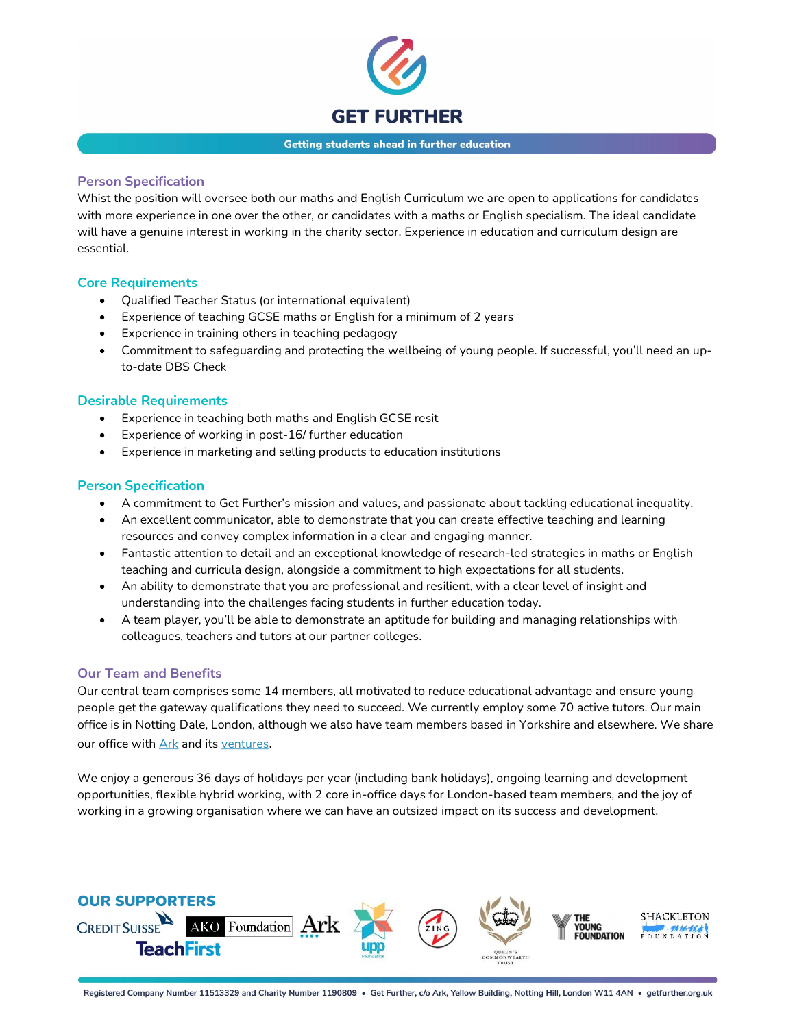## Person Specification

Whilst the position will oversee both our maths and English Curriculum we are open to applications for candidates with more experience in one over the other, or candidates with a maths or English specialism. The ideal candidate will have a genuine interest in working in the charity sector. Experience in education and curriculum design are essential.

### Core Requirements

- Qualified Teacher Status (or international equivalent)
- Experience of teaching GCSE maths or English for a minimum of 2 years
- Experience in training others in teaching pedagogy
- Commitment to safeguarding and protecting the wellbeing of young people. If successful, you'll need an up-to-date DBS Check

### Desirable Requirements

- Experience in teaching both maths and English GCSE resit
- Experience of working in post-16/ further education
- Experience in marketing and selling products to education institutions

### Person Specification

- A commitment to Get Further's mission and values, and passionate about tackling educational inequality.
- An excellent communicator, able to demonstrate that you can create effective teaching and learning resources and convey complex information in a clear and engaging manner.
- Fantastic attention to detail and an exceptional knowledge of research-led strategies in maths or English teaching and curricula design, alongside a commitment to high expectations for all students.
- An ability to demonstrate that you are professional and resilient, with a clear level of insight and understanding into the challenges facing students in further education today.
- A team player, you'll be able to demonstrate an aptitude for building and managing relationships with colleagues, teachers and tutors at our partner colleges.

## Our Team and Benefits

Our central team comprises some 14 members, all motivated to reduce educational advantage and ensure young people get the gateway qualifications they need to succeed. We currently employ some 70 active tutors. Our main office is in Notting Dale, London, although we also have team members based in Yorkshire and elsewhere. We share our office with Ark and its ventures.

We enjoy a generous 36 days of holidays per year (including bank holidays), ongoing learning and development opportunities, flexible hybrid working, with 2 core in-office days for London-based team members, and the joy of working in a growing organisation where we can have an outsized impact on its success and development.

## OUR SUPPORTERS

Registered Company Number 11513329 and Charity Number 1190809 • Get Further, c/o Ark, Yellow Building, Notting Hill, London W11 4AN • getfurther.org.uk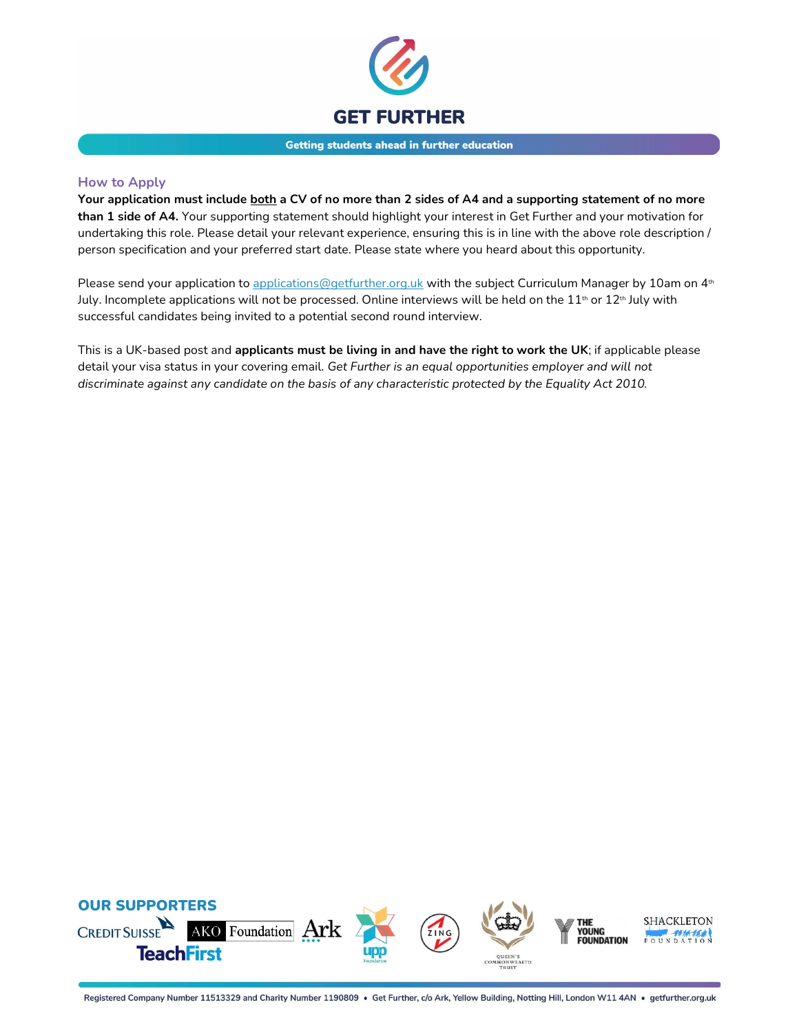## How to Apply

**Your application must include both a CV of no more than 2 sides of A4 and a supporting statement of no more than 1 side of A4.** Your supporting statement should highlight your interest in Get Further and your motivation for undertaking this role. Please detail your relevant experience, ensuring this is in line with the above role description / person specification and your preferred start date. Please state where you heard about this opportunity.

Please send your application to applications@getfurther.org.uk with the subject Curriculum Manager by 10am on 4th July. Incomplete applications will not be processed. Online interviews will be held on the 11th or 12th July with successful candidates being invited to a potential second round interview.

This is a UK-based post and **applicants must be living in and have the right to work the UK**; if applicable please detail your visa status in your covering email. *Get Further is an equal opportunities employer and will not discriminate against any candidate on the basis of any characteristic protected by the Equality Act 2010.*

**OUR SUPPORTERS**

Credit Suisse, AKO Foundation, Ark, TeachFirst, upp Foundation, Zing, Queen's Commonwealth Trust, The Young Foundation, Shackleton Foundation

Registered Company Number 11513329 and Charity Number 1190809 • Get Further, c/o Ark, Yellow Building, Notting Hill, London W11 4AN • getfurther.org.uk